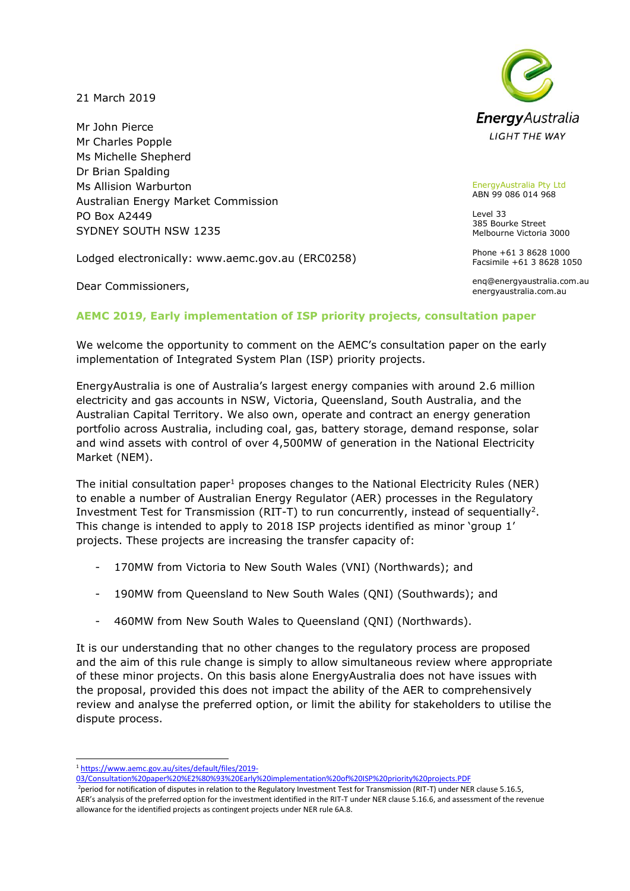21 March 2019

Mr John Pierce
Mr Charles Popple
Ms Michelle Shepherd
Dr Brian Spalding
Ms Allision Warburton
Australian Energy Market Commission
PO Box A2449
SYDNEY SOUTH NSW 1235

Lodged electronically: www.aemc.gov.au (ERC0258)

EnergyAustralia Pty Ltd
ABN 99 086 014 968

Level 33
385 Bourke Street
Melbourne Victoria 3000

Phone +61 3 8628 1000
Facsimile +61 3 8628 1050

enq@energyaustralia.com.au
energyaustralia.com.au

Dear Commissioners,

**AEMC 2019, Early implementation of ISP priority projects, consultation paper**

We welcome the opportunity to comment on the AEMC's consultation paper on the early implementation of Integrated System Plan (ISP) priority projects.

EnergyAustralia is one of Australia's largest energy companies with around 2.6 million electricity and gas accounts in NSW, Victoria, Queensland, South Australia, and the Australian Capital Territory. We also own, operate and contract an energy generation portfolio across Australia, including coal, gas, battery storage, demand response, solar and wind assets with control of over 4,500MW of generation in the National Electricity Market (NEM).

The initial consultation paper[1] proposes changes to the National Electricity Rules (NER) to enable a number of Australian Energy Regulator (AER) processes in the Regulatory Investment Test for Transmission (RIT-T) to run concurrently, instead of sequentially[2]. This change is intended to apply to 2018 ISP projects identified as minor 'group 1' projects. These projects are increasing the transfer capacity of:

- 170MW from Victoria to New South Wales (VNI) (Northwards); and
- 190MW from Queensland to New South Wales (QNI) (Southwards); and
- 460MW from New South Wales to Queensland (QNI) (Northwards).

It is our understanding that no other changes to the regulatory process are proposed and the aim of this rule change is simply to allow simultaneous review where appropriate of these minor projects. On this basis alone EnergyAustralia does not have issues with the proposal, provided this does not impact the ability of the AER to comprehensively review and analyse the preferred option, or limit the ability for stakeholders to utilise the dispute process.

[1] https://www.aemc.gov.au/sites/default/files/2019-03/Consultation%20paper%20%E2%80%93%20Early%20implementation%20of%20ISP%20priority%20projects.PDF

[2] period for notification of disputes in relation to the Regulatory Investment Test for Transmission (RIT-T) under NER clause 5.16.5, AER's analysis of the preferred option for the investment identified in the RIT-T under NER clause 5.16.6, and assessment of the revenue allowance for the identified projects as contingent projects under NER rule 6A.8.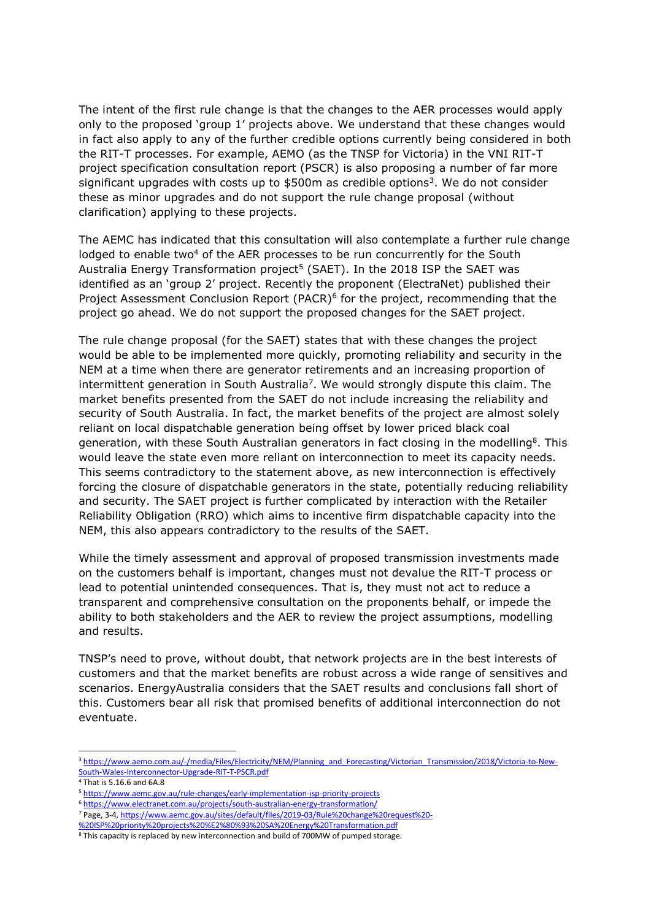The intent of the first rule change is that the changes to the AER processes would apply only to the proposed 'group 1' projects above. We understand that these changes would in fact also apply to any of the further credible options currently being considered in both the RIT-T processes. For example, AEMO (as the TNSP for Victoria) in the VNI RIT-T project specification consultation report (PSCR) is also proposing a number of far more significant upgrades with costs up to $500m as credible options[3]. We do not consider these as minor upgrades and do not support the rule change proposal (without clarification) applying to these projects.

The AEMC has indicated that this consultation will also contemplate a further rule change lodged to enable two[4] of the AER processes to be run concurrently for the South Australia Energy Transformation project[5] (SAET). In the 2018 ISP the SAET was identified as an 'group 2' project. Recently the proponent (ElectraNet) published their Project Assessment Conclusion Report (PACR)[6] for the project, recommending that the project go ahead. We do not support the proposed changes for the SAET project.

The rule change proposal (for the SAET) states that with these changes the project would be able to be implemented more quickly, promoting reliability and security in the NEM at a time when there are generator retirements and an increasing proportion of intermittent generation in South Australia[7]. We would strongly dispute this claim. The market benefits presented from the SAET do not include increasing the reliability and security of South Australia. In fact, the market benefits of the project are almost solely reliant on local dispatchable generation being offset by lower priced black coal generation, with these South Australian generators in fact closing in the modelling[8]. This would leave the state even more reliant on interconnection to meet its capacity needs. This seems contradictory to the statement above, as new interconnection is effectively forcing the closure of dispatchable generators in the state, potentially reducing reliability and security. The SAET project is further complicated by interaction with the Retailer Reliability Obligation (RRO) which aims to incentive firm dispatchable capacity into the NEM, this also appears contradictory to the results of the SAET.

While the timely assessment and approval of proposed transmission investments made on the customers behalf is important, changes must not devalue the RIT-T process or lead to potential unintended consequences. That is, they must not act to reduce a transparent and comprehensive consultation on the proponents behalf, or impede the ability to both stakeholders and the AER to review the project assumptions, modelling and results.

TNSP's need to prove, without doubt, that network projects are in the best interests of customers and that the market benefits are robust across a wide range of sensitives and scenarios. EnergyAustralia considers that the SAET results and conclusions fall short of this. Customers bear all risk that promised benefits of additional interconnection do not eventuate.

---

[3] https://www.aemo.com.au/-/media/Files/Electricity/NEM/Planning_and_Forecasting/Victorian_Transmission/2018/Victoria-to-New-South-Wales-Interconnector-Upgrade-RIT-T-PSCR.pdf

[4] That is 5.16.6 and 6A.8

[5] https://www.aemc.gov.au/rule-changes/early-implementation-isp-priority-projects

[6] https://www.electranet.com.au/projects/south-australian-energy-transformation/

[7] Page, 3-4, https://www.aemc.gov.au/sites/default/files/2019-03/Rule%20change%20request%20-%20ISP%20priority%20projects%20%E2%80%93%20SA%20Energy%20Transformation.pdf

[8] This capacity is replaced by new interconnection and build of 700MW of pumped storage.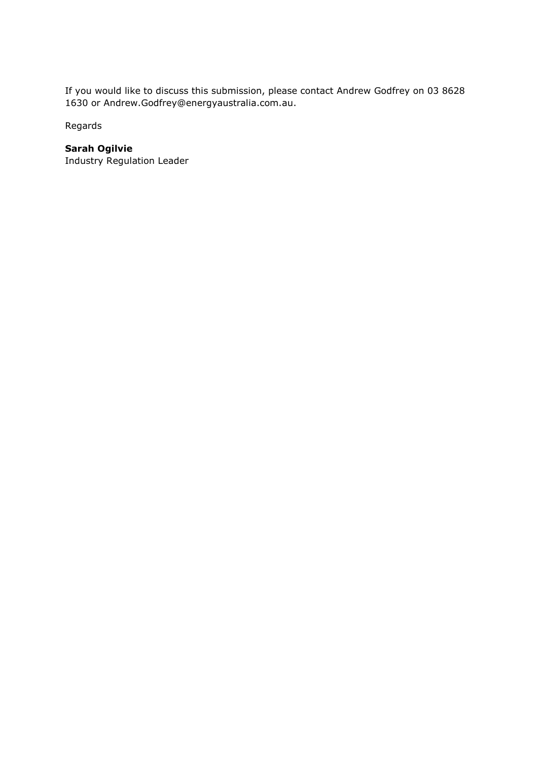If you would like to discuss this submission, please contact Andrew Godfrey on 03 8628 1630 or Andrew.Godfrey@energyaustralia.com.au.

Regards

**Sarah Ogilvie**
Industry Regulation Leader